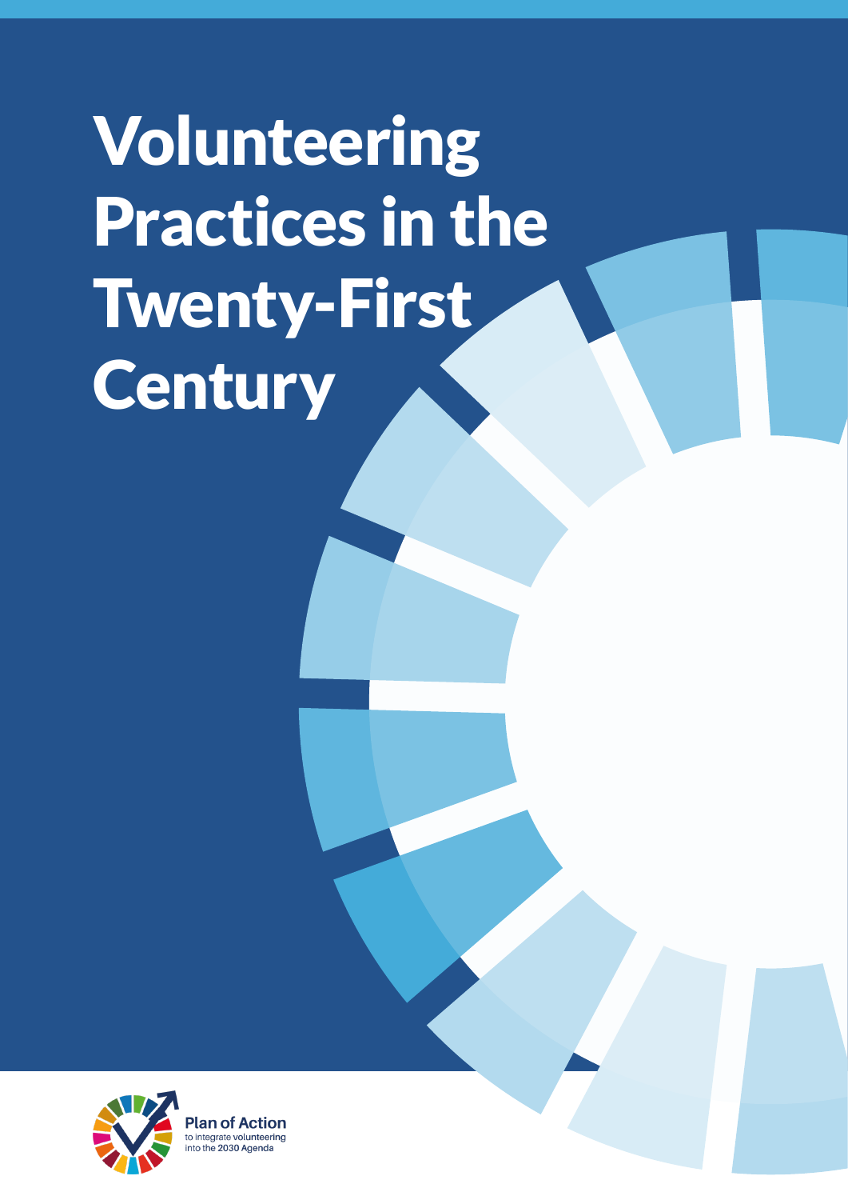# Volunteering Practices in the Twenty-First Century

Plan of Action
to integrate volunteering into the 2030 Agenda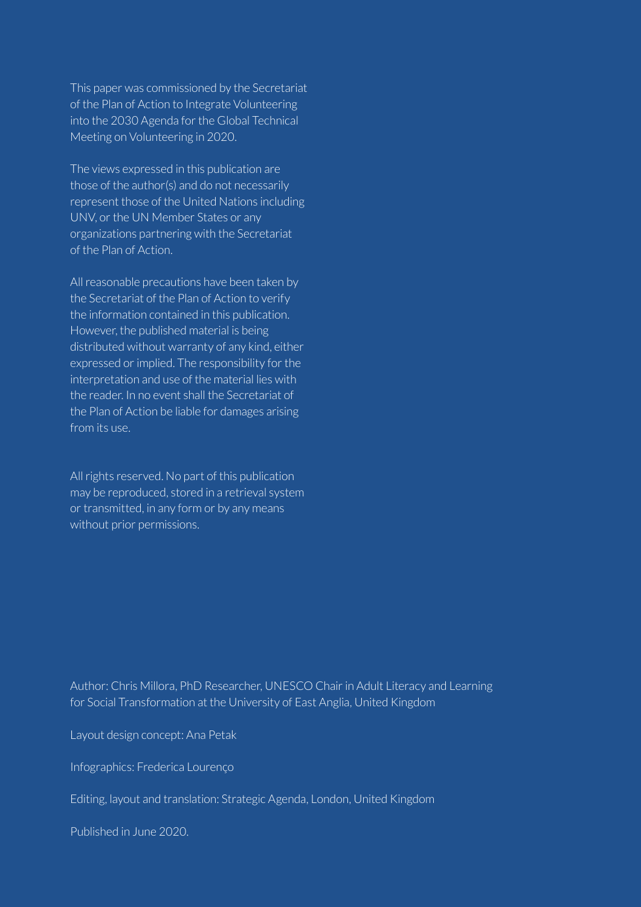This paper was commissioned by the Secretariat of the Plan of Action to Integrate Volunteering into the 2030 Agenda for the Global Technical Meeting on Volunteering in 2020.

The views expressed in this publication are those of the author(s) and do not necessarily represent those of the United Nations including UNV, or the UN Member States or any organizations partnering with the Secretariat of the Plan of Action.

All reasonable precautions have been taken by the Secretariat of the Plan of Action to verify the information contained in this publication. However, the published material is being distributed without warranty of any kind, either expressed or implied. The responsibility for the interpretation and use of the material lies with the reader. In no event shall the Secretariat of the Plan of Action be liable for damages arising from its use.

All rights reserved. No part of this publication may be reproduced, stored in a retrieval system or transmitted, in any form or by any means without prior permissions.

Author: Chris Millora, PhD Researcher, UNESCO Chair in Adult Literacy and Learning for Social Transformation at the University of East Anglia, United Kingdom

Layout design concept: Ana Petak

Infographics: Frederica Lourenço

Editing, layout and translation: Strategic Agenda, London, United Kingdom

Published in June 2020.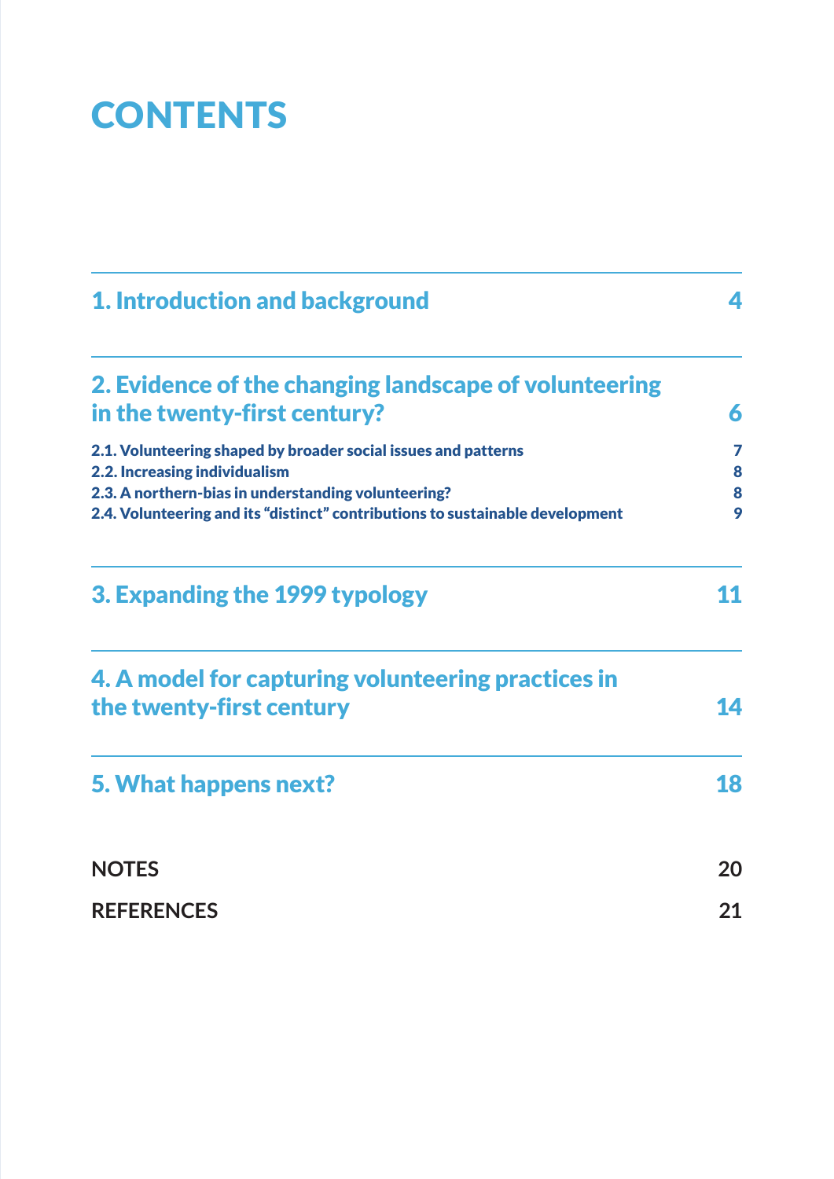# CONTENTS

| | |
|---|---|
| **1. Introduction and background** | **4** |
| **2. Evidence of the changing landscape of volunteering in the twenty-first century?** | **6** |
| 2.1. Volunteering shaped by broader social issues and patterns | 7 |
| 2.2. Increasing individualism | 8 |
| 2.3. A northern-bias in understanding volunteering? | 8 |
| 2.4. Volunteering and its "distinct" contributions to sustainable development | 9 |
| **3. Expanding the 1999 typology** | **11** |
| **4. A model for capturing volunteering practices in the twenty-first century** | **14** |
| **5. What happens next?** | **18** |
| **NOTES** | **20** |
| **REFERENCES** | **21** |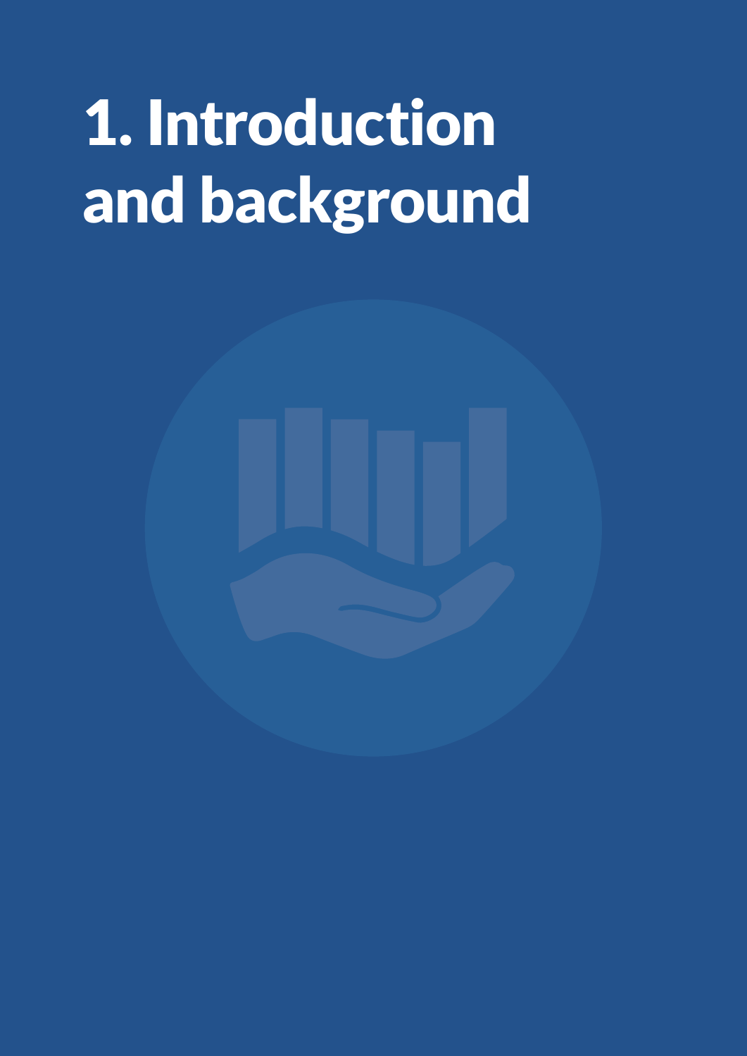# 1. Introduction and background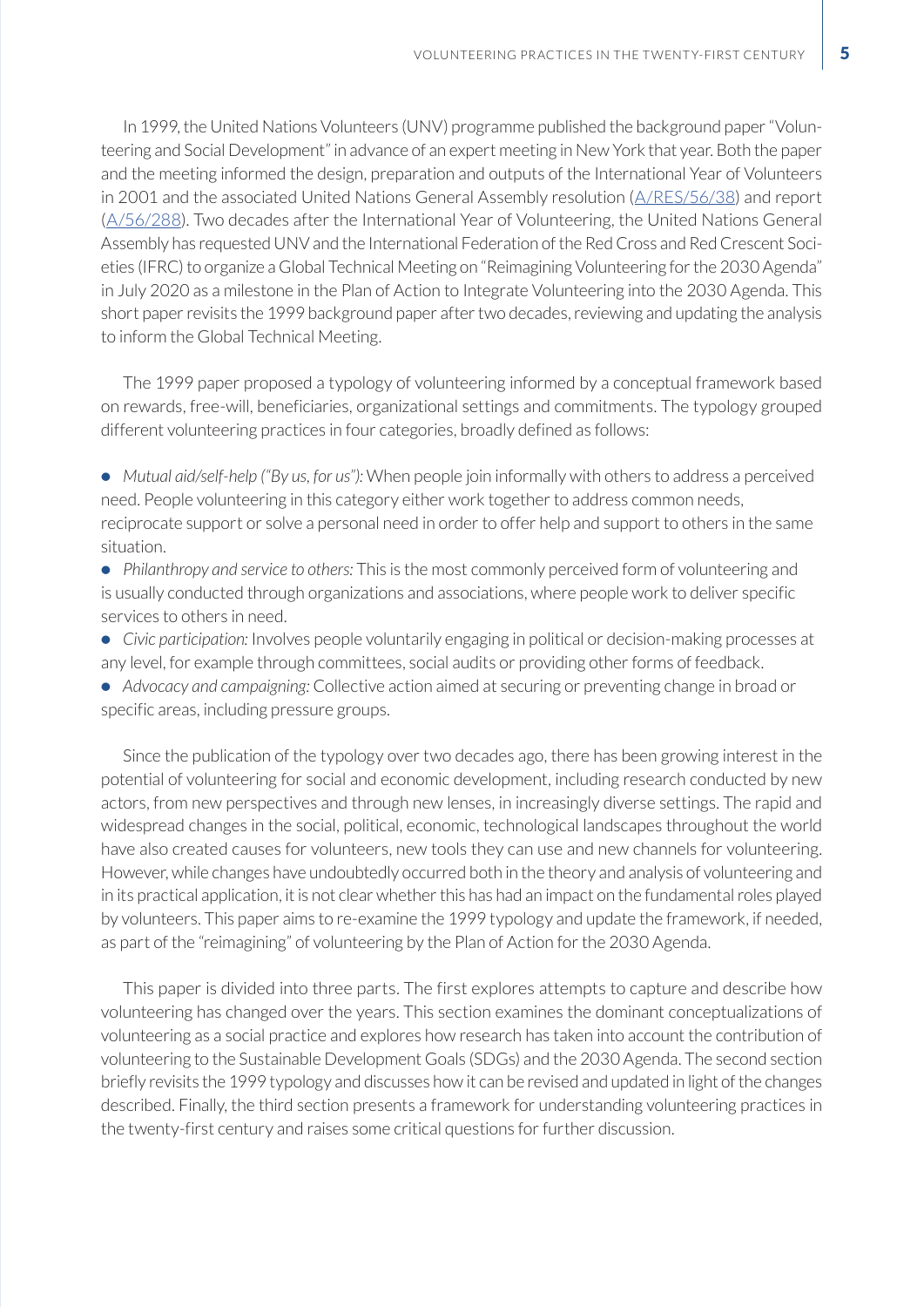In 1999, the United Nations Volunteers (UNV) programme published the background paper "Volunteering and Social Development" in advance of an expert meeting in New York that year. Both the paper and the meeting informed the design, preparation and outputs of the International Year of Volunteers in 2001 and the associated United Nations General Assembly resolution ([A/RES/56/38](A/RES/56/38)) and report ([A/56/288](A/56/288)). Two decades after the International Year of Volunteering, the United Nations General Assembly has requested UNV and the International Federation of the Red Cross and Red Crescent Societies (IFRC) to organize a Global Technical Meeting on "Reimagining Volunteering for the 2030 Agenda" in July 2020 as a milestone in the Plan of Action to Integrate Volunteering into the 2030 Agenda. This short paper revisits the 1999 background paper after two decades, reviewing and updating the analysis to inform the Global Technical Meeting.

The 1999 paper proposed a typology of volunteering informed by a conceptual framework based on rewards, free-will, beneficiaries, organizational settings and commitments. The typology grouped different volunteering practices in four categories, broadly defined as follows:

- *Mutual aid/self-help ("By us, for us"):* When people join informally with others to address a perceived need. People volunteering in this category either work together to address common needs, reciprocate support or solve a personal need in order to offer help and support to others in the same situation.
- *Philanthropy and service to others:* This is the most commonly perceived form of volunteering and is usually conducted through organizations and associations, where people work to deliver specific services to others in need.
- *Civic participation:* Involves people voluntarily engaging in political or decision-making processes at any level, for example through committees, social audits or providing other forms of feedback.
- *Advocacy and campaigning:* Collective action aimed at securing or preventing change in broad or specific areas, including pressure groups.

Since the publication of the typology over two decades ago, there has been growing interest in the potential of volunteering for social and economic development, including research conducted by new actors, from new perspectives and through new lenses, in increasingly diverse settings. The rapid and widespread changes in the social, political, economic, technological landscapes throughout the world have also created causes for volunteers, new tools they can use and new channels for volunteering. However, while changes have undoubtedly occurred both in the theory and analysis of volunteering and in its practical application, it is not clear whether this has had an impact on the fundamental roles played by volunteers. This paper aims to re-examine the 1999 typology and update the framework, if needed, as part of the "reimagining" of volunteering by the Plan of Action for the 2030 Agenda.

This paper is divided into three parts. The first explores attempts to capture and describe how volunteering has changed over the years. This section examines the dominant conceptualizations of volunteering as a social practice and explores how research has taken into account the contribution of volunteering to the Sustainable Development Goals (SDGs) and the 2030 Agenda. The second section briefly revisits the 1999 typology and discusses how it can be revised and updated in light of the changes described. Finally, the third section presents a framework for understanding volunteering practices in the twenty-first century and raises some critical questions for further discussion.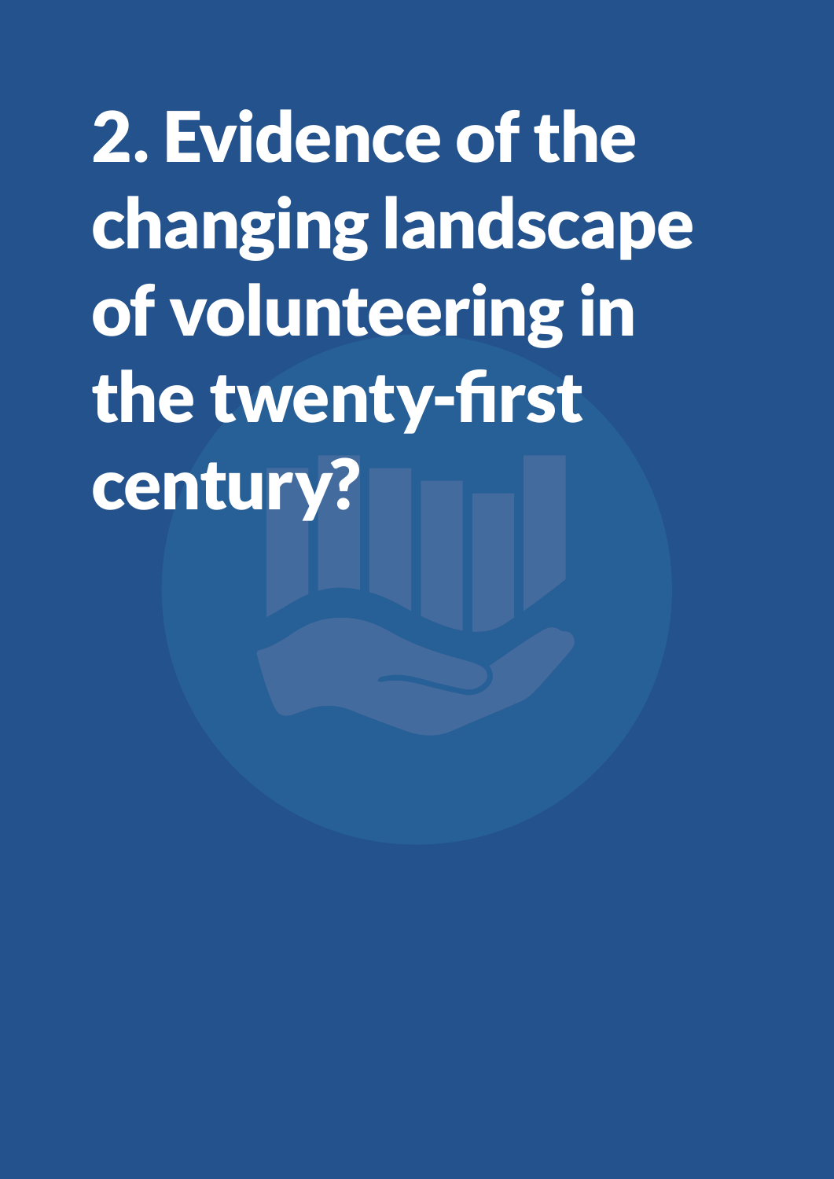# 2. Evidence of the changing landscape of volunteering in the twenty-first century?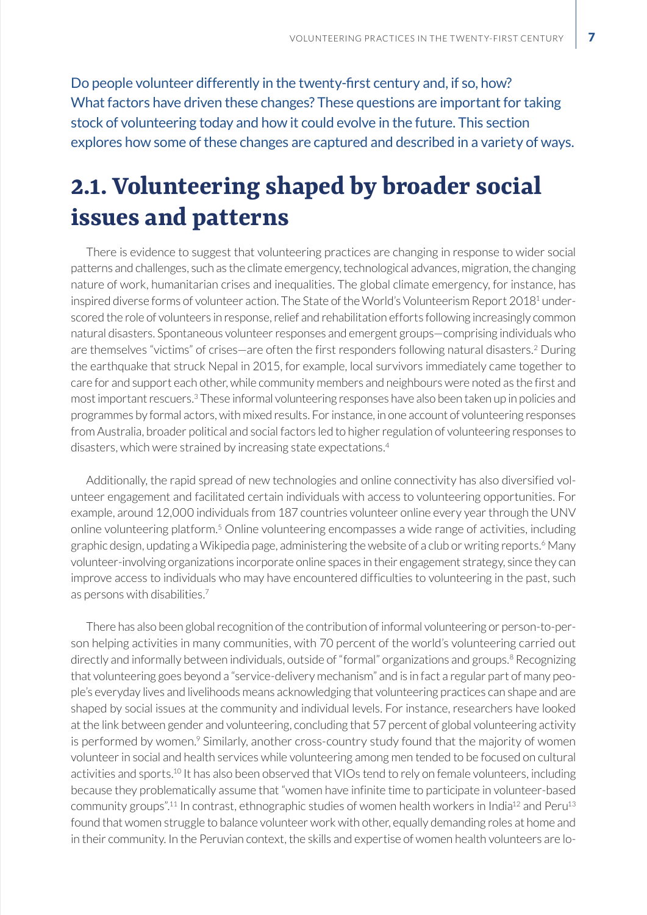Do people volunteer differently in the twenty-first century and, if so, how? What factors have driven these changes? These questions are important for taking stock of volunteering today and how it could evolve in the future. This section explores how some of these changes are captured and described in a variety of ways.

## 2.1. Volunteering shaped by broader social issues and patterns

There is evidence to suggest that volunteering practices are changing in response to wider social patterns and challenges, such as the climate emergency, technological advances, migration, the changing nature of work, humanitarian crises and inequalities. The global climate emergency, for instance, has inspired diverse forms of volunteer action. The State of the World's Volunteerism Report 2018[1] underscored the role of volunteers in response, relief and rehabilitation efforts following increasingly common natural disasters. Spontaneous volunteer responses and emergent groups—comprising individuals who are themselves "victims" of crises—are often the first responders following natural disasters.[2] During the earthquake that struck Nepal in 2015, for example, local survivors immediately came together to care for and support each other, while community members and neighbours were noted as the first and most important rescuers.[3] These informal volunteering responses have also been taken up in policies and programmes by formal actors, with mixed results. For instance, in one account of volunteering responses from Australia, broader political and social factors led to higher regulation of volunteering responses to disasters, which were strained by increasing state expectations.[4]

Additionally, the rapid spread of new technologies and online connectivity has also diversified volunteer engagement and facilitated certain individuals with access to volunteering opportunities. For example, around 12,000 individuals from 187 countries volunteer online every year through the UNV online volunteering platform.[5] Online volunteering encompasses a wide range of activities, including graphic design, updating a Wikipedia page, administering the website of a club or writing reports.[6] Many volunteer-involving organizations incorporate online spaces in their engagement strategy, since they can improve access to individuals who may have encountered difficulties to volunteering in the past, such as persons with disabilities.[7]

There has also been global recognition of the contribution of informal volunteering or person-to-person helping activities in many communities, with 70 percent of the world's volunteering carried out directly and informally between individuals, outside of "formal" organizations and groups.[8] Recognizing that volunteering goes beyond a "service-delivery mechanism" and is in fact a regular part of many people's everyday lives and livelihoods means acknowledging that volunteering practices can shape and are shaped by social issues at the community and individual levels. For instance, researchers have looked at the link between gender and volunteering, concluding that 57 percent of global volunteering activity is performed by women.[9] Similarly, another cross-country study found that the majority of women volunteer in social and health services while volunteering among men tended to be focused on cultural activities and sports.[10] It has also been observed that VIOs tend to rely on female volunteers, including because they problematically assume that "women have infinite time to participate in volunteer-based community groups".[11] In contrast, ethnographic studies of women health workers in India[12] and Peru[13] found that women struggle to balance volunteer work with other, equally demanding roles at home and in their community. In the Peruvian context, the skills and expertise of women health volunteers are lo-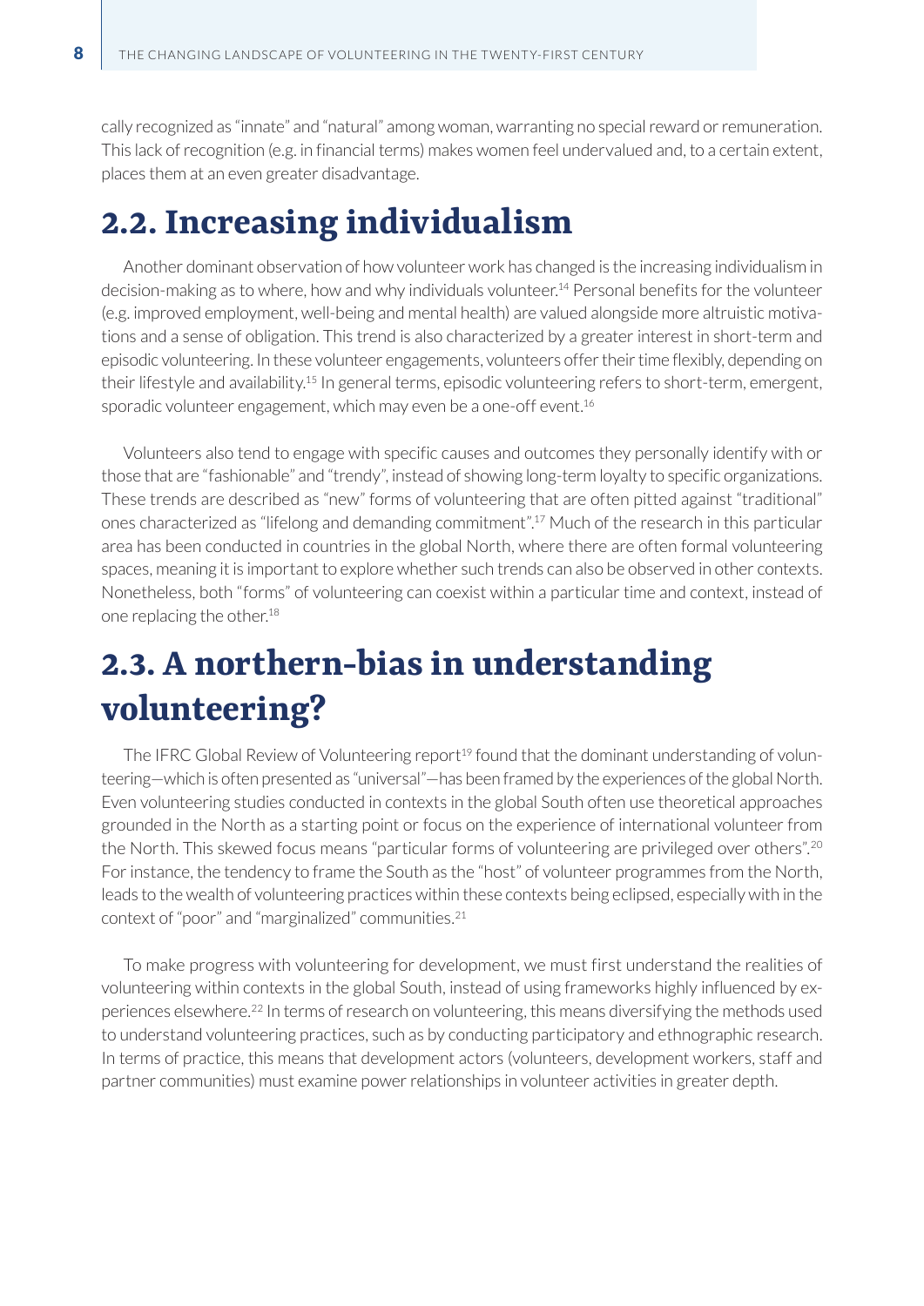cally recognized as "innate" and "natural" among woman, warranting no special reward or remuneration. This lack of recognition (e.g. in financial terms) makes women feel undervalued and, to a certain extent, places them at an even greater disadvantage.

## 2.2. Increasing individualism

Another dominant observation of how volunteer work has changed is the increasing individualism in decision-making as to where, how and why individuals volunteer.[14] Personal benefits for the volunteer (e.g. improved employment, well-being and mental health) are valued alongside more altruistic motivations and a sense of obligation. This trend is also characterized by a greater interest in short-term and episodic volunteering. In these volunteer engagements, volunteers offer their time flexibly, depending on their lifestyle and availability.[15] In general terms, episodic volunteering refers to short-term, emergent, sporadic volunteer engagement, which may even be a one-off event.[16]

Volunteers also tend to engage with specific causes and outcomes they personally identify with or those that are "fashionable" and "trendy", instead of showing long-term loyalty to specific organizations. These trends are described as "new" forms of volunteering that are often pitted against "traditional" ones characterized as "lifelong and demanding commitment".[17] Much of the research in this particular area has been conducted in countries in the global North, where there are often formal volunteering spaces, meaning it is important to explore whether such trends can also be observed in other contexts. Nonetheless, both "forms" of volunteering can coexist within a particular time and context, instead of one replacing the other.[18]

## 2.3. A northern-bias in understanding volunteering?

The IFRC Global Review of Volunteering report[19] found that the dominant understanding of volunteering—which is often presented as "universal"—has been framed by the experiences of the global North. Even volunteering studies conducted in contexts in the global South often use theoretical approaches grounded in the North as a starting point or focus on the experience of international volunteer from the North. This skewed focus means "particular forms of volunteering are privileged over others".[20] For instance, the tendency to frame the South as the "host" of volunteer programmes from the North, leads to the wealth of volunteering practices within these contexts being eclipsed, especially with in the context of "poor" and "marginalized" communities.[21]

To make progress with volunteering for development, we must first understand the realities of volunteering within contexts in the global South, instead of using frameworks highly influenced by experiences elsewhere.[22] In terms of research on volunteering, this means diversifying the methods used to understand volunteering practices, such as by conducting participatory and ethnographic research. In terms of practice, this means that development actors (volunteers, development workers, staff and partner communities) must examine power relationships in volunteer activities in greater depth.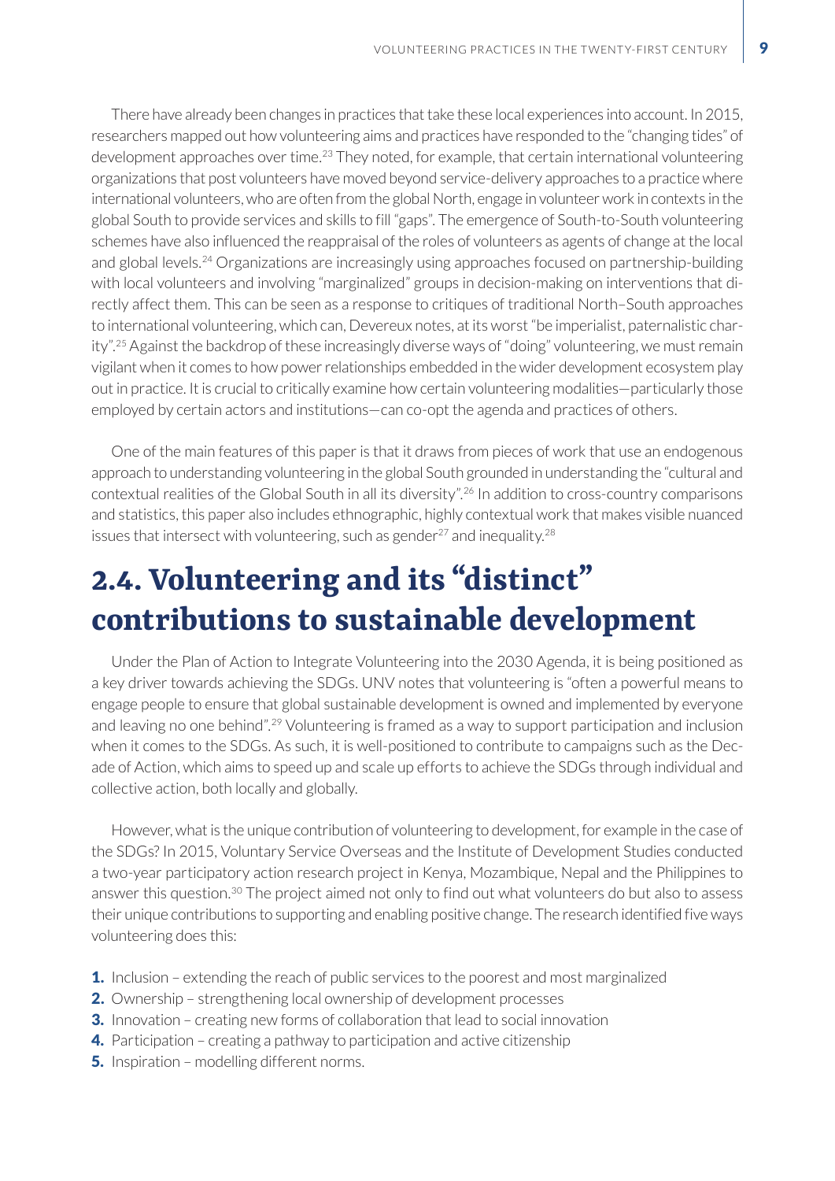There have already been changes in practices that take these local experiences into account. In 2015, researchers mapped out how volunteering aims and practices have responded to the "changing tides" of development approaches over time.[23] They noted, for example, that certain international volunteering organizations that post volunteers have moved beyond service-delivery approaches to a practice where international volunteers, who are often from the global North, engage in volunteer work in contexts in the global South to provide services and skills to fill "gaps". The emergence of South-to-South volunteering schemes have also influenced the reappraisal of the roles of volunteers as agents of change at the local and global levels.[24] Organizations are increasingly using approaches focused on partnership-building with local volunteers and involving "marginalized" groups in decision-making on interventions that directly affect them. This can be seen as a response to critiques of traditional North–South approaches to international volunteering, which can, Devereux notes, at its worst "be imperialist, paternalistic charity".[25] Against the backdrop of these increasingly diverse ways of "doing" volunteering, we must remain vigilant when it comes to how power relationships embedded in the wider development ecosystem play out in practice. It is crucial to critically examine how certain volunteering modalities—particularly those employed by certain actors and institutions—can co-opt the agenda and practices of others.

One of the main features of this paper is that it draws from pieces of work that use an endogenous approach to understanding volunteering in the global South grounded in understanding the "cultural and contextual realities of the Global South in all its diversity".[26] In addition to cross-country comparisons and statistics, this paper also includes ethnographic, highly contextual work that makes visible nuanced issues that intersect with volunteering, such as gender[27] and inequality.[28]

## 2.4. Volunteering and its "distinct" contributions to sustainable development

Under the Plan of Action to Integrate Volunteering into the 2030 Agenda, it is being positioned as a key driver towards achieving the SDGs. UNV notes that volunteering is "often a powerful means to engage people to ensure that global sustainable development is owned and implemented by everyone and leaving no one behind".[29] Volunteering is framed as a way to support participation and inclusion when it comes to the SDGs. As such, it is well-positioned to contribute to campaigns such as the Decade of Action, which aims to speed up and scale up efforts to achieve the SDGs through individual and collective action, both locally and globally.

However, what is the unique contribution of volunteering to development, for example in the case of the SDGs? In 2015, Voluntary Service Overseas and the Institute of Development Studies conducted a two-year participatory action research project in Kenya, Mozambique, Nepal and the Philippines to answer this question.[30] The project aimed not only to find out what volunteers do but also to assess their unique contributions to supporting and enabling positive change. The research identified five ways volunteering does this:

1. Inclusion – extending the reach of public services to the poorest and most marginalized
2. Ownership – strengthening local ownership of development processes
3. Innovation – creating new forms of collaboration that lead to social innovation
4. Participation – creating a pathway to participation and active citizenship
5. Inspiration – modelling different norms.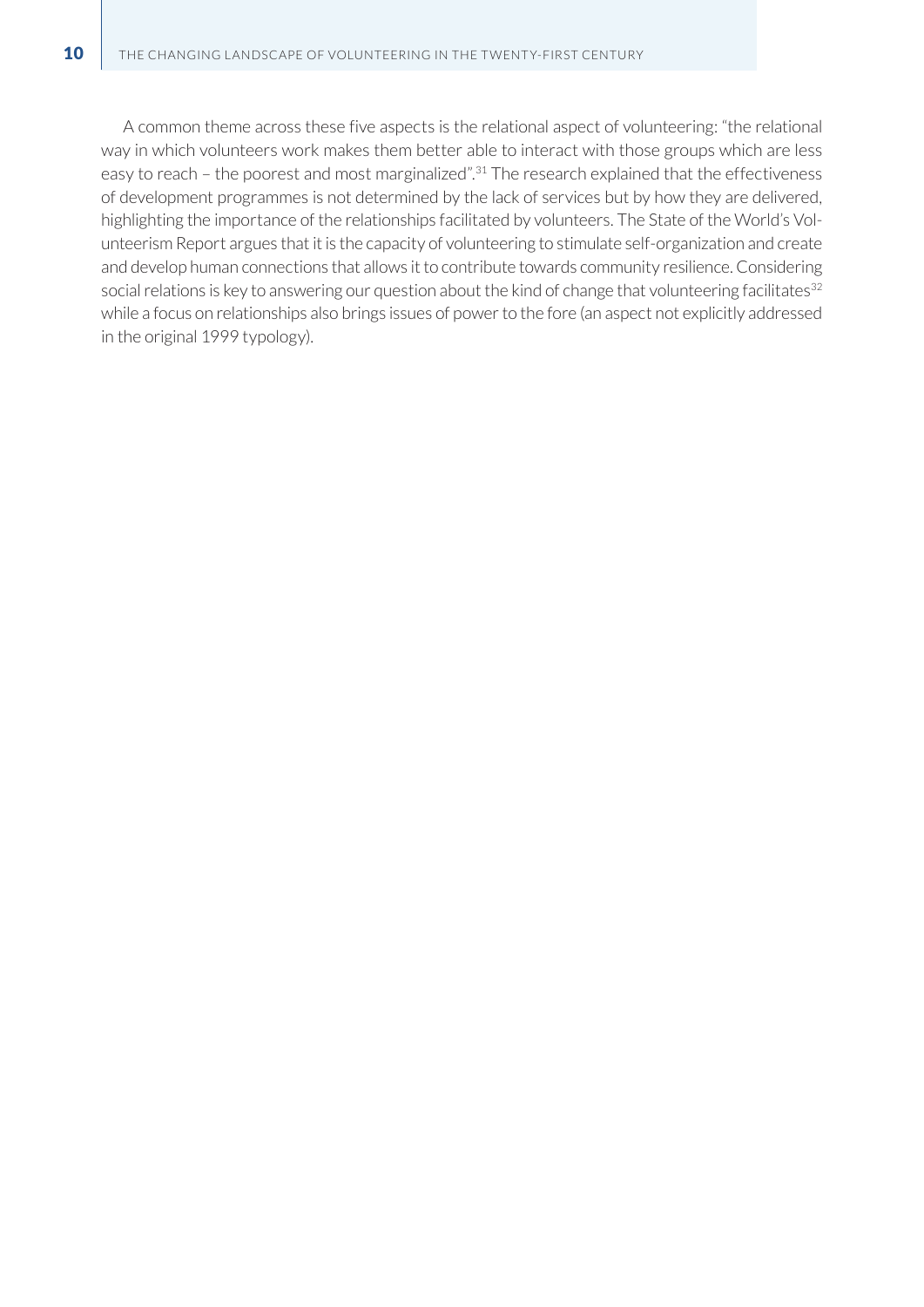A common theme across these five aspects is the relational aspect of volunteering: "the relational way in which volunteers work makes them better able to interact with those groups which are less easy to reach – the poorest and most marginalized".[31] The research explained that the effectiveness of development programmes is not determined by the lack of services but by how they are delivered, highlighting the importance of the relationships facilitated by volunteers. The State of the World's Volunteerism Report argues that it is the capacity of volunteering to stimulate self-organization and create and develop human connections that allows it to contribute towards community resilience. Considering social relations is key to answering our question about the kind of change that volunteering facilitates[32] while a focus on relationships also brings issues of power to the fore (an aspect not explicitly addressed in the original 1999 typology).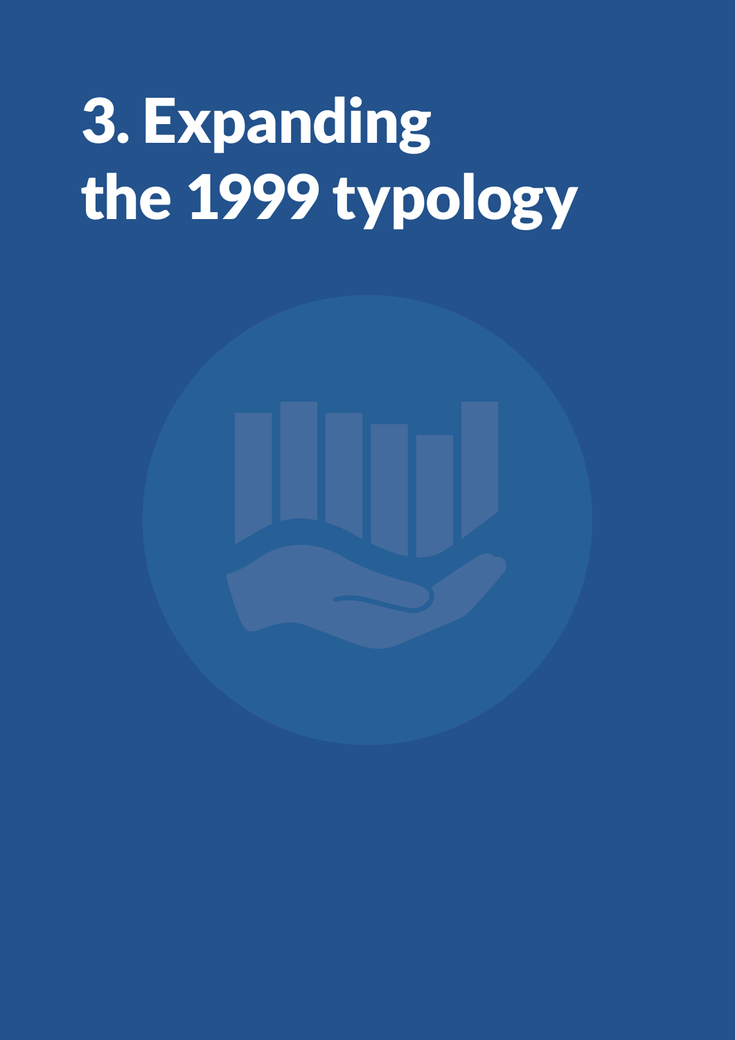# 3. Expanding the 1999 typology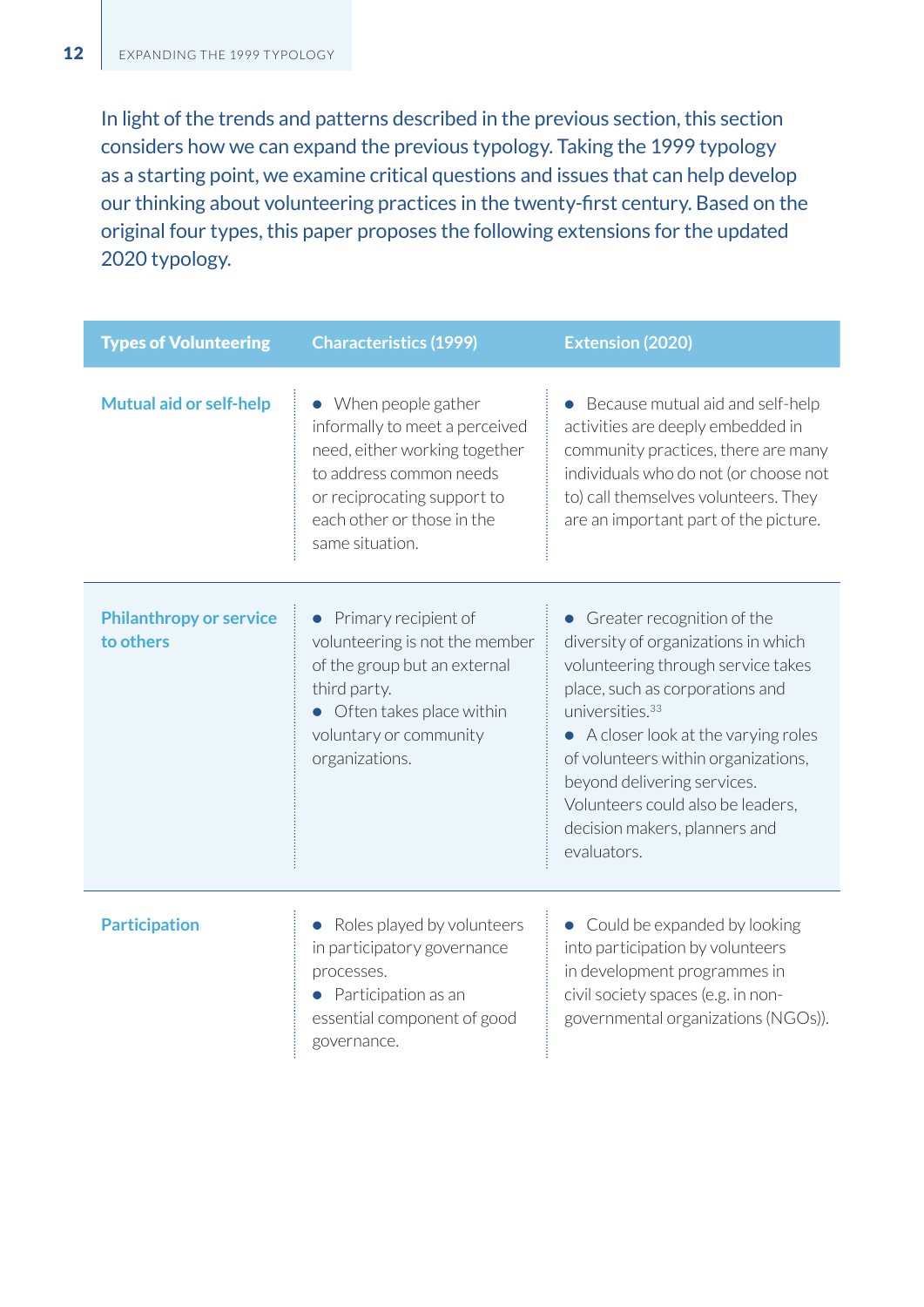In light of the trends and patterns described in the previous section, this section considers how we can expand the previous typology. Taking the 1999 typology as a starting point, we examine critical questions and issues that can help develop our thinking about volunteering practices in the twenty-first century. Based on the original four types, this paper proposes the following extensions for the updated 2020 typology.

| Types of Volunteering | Characteristics (1999) | Extension (2020) |
| --- | --- | --- |
| Mutual aid or self-help | • When people gather informally to meet a perceived need, either working together to address common needs or reciprocating support to each other or those in the same situation. | • Because mutual aid and self-help activities are deeply embedded in community practices, there are many individuals who do not (or choose not to) call themselves volunteers. They are an important part of the picture. |
| Philanthropy or service to others | • Primary recipient of volunteering is not the member of the group but an external third party.<br>• Often takes place within voluntary or community organizations. | • Greater recognition of the diversity of organizations in which volunteering through service takes place, such as corporations and universities.[33]<br>• A closer look at the varying roles of volunteers within organizations, beyond delivering services. Volunteers could also be leaders, decision makers, planners and evaluators. |
| Participation | • Roles played by volunteers in participatory governance processes.<br>• Participation as an essential component of good governance. | • Could be expanded by looking into participation by volunteers in development programmes in civil society spaces (e.g. in non-governmental organizations (NGOs)). |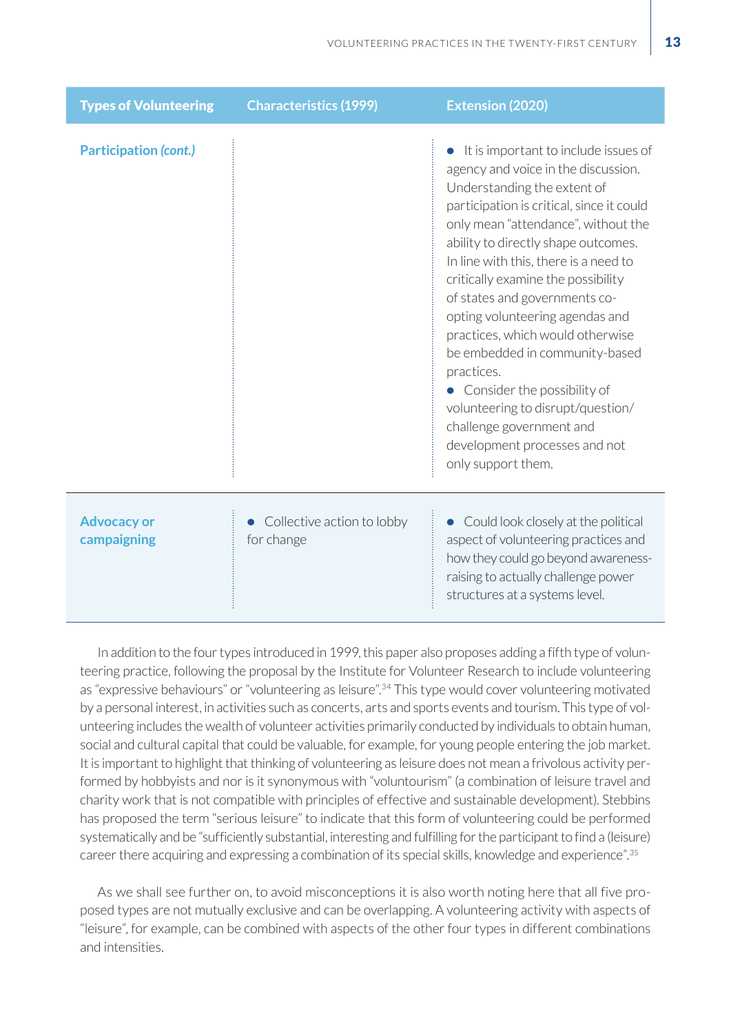| Types of Volunteering | Characteristics (1999) | Extension (2020) |
|---|---|---|
| **Participation *(cont.)*** | | • It is important to include issues of agency and voice in the discussion. Understanding the extent of participation is critical, since it could only mean "attendance", without the ability to directly shape outcomes. In line with this, there is a need to critically examine the possibility of states and governments co-opting volunteering agendas and practices, which would otherwise be embedded in community-based practices. • Consider the possibility of volunteering to disrupt/question/challenge government and development processes and not only support them. |
| **Advocacy or campaigning** | • Collective action to lobby for change | • Could look closely at the political aspect of volunteering practices and how they could go beyond awareness-raising to actually challenge power structures at a systems level. |

In addition to the four types introduced in 1999, this paper also proposes adding a fifth type of volunteering practice, following the proposal by the Institute for Volunteer Research to include volunteering as "expressive behaviours" or "volunteering as leisure".[34] This type would cover volunteering motivated by a personal interest, in activities such as concerts, arts and sports events and tourism. This type of volunteering includes the wealth of volunteer activities primarily conducted by individuals to obtain human, social and cultural capital that could be valuable, for example, for young people entering the job market. It is important to highlight that thinking of volunteering as leisure does not mean a frivolous activity performed by hobbyists and nor is it synonymous with "voluntourism" (a combination of leisure travel and charity work that is not compatible with principles of effective and sustainable development). Stebbins has proposed the term "serious leisure" to indicate that this form of volunteering could be performed systematically and be "sufficiently substantial, interesting and fulfilling for the participant to find a (leisure) career there acquiring and expressing a combination of its special skills, knowledge and experience".[35]

As we shall see further on, to avoid misconceptions it is also worth noting here that all five proposed types are not mutually exclusive and can be overlapping. A volunteering activity with aspects of "leisure", for example, can be combined with aspects of the other four types in different combinations and intensities.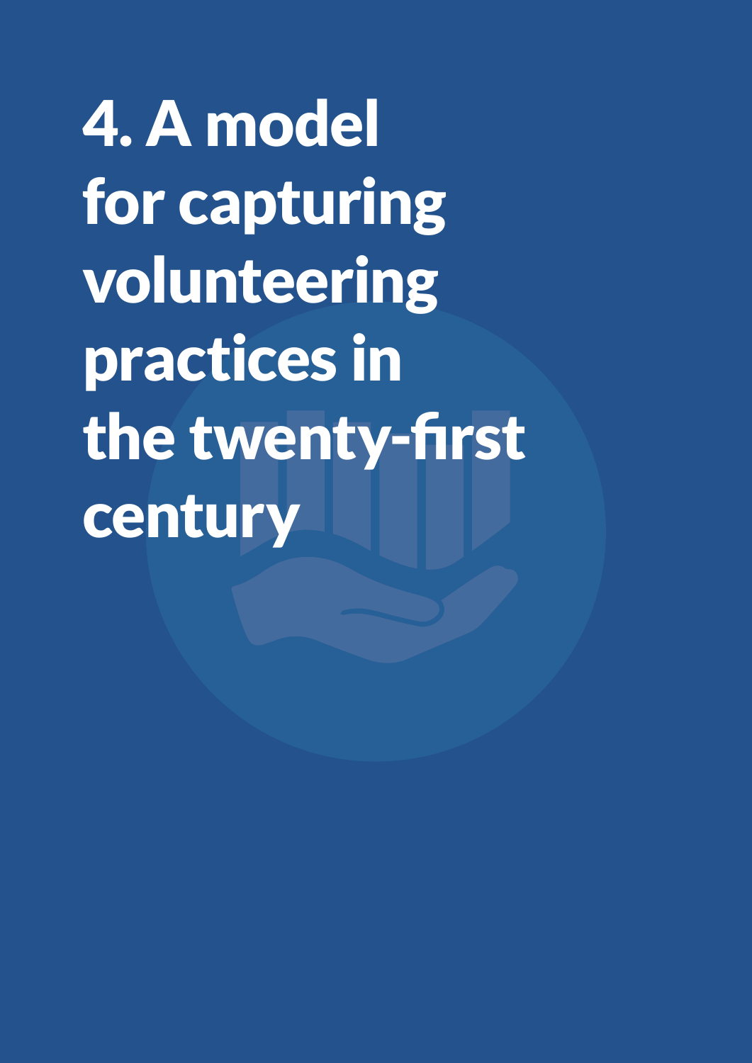# 4. A model for capturing volunteering practices in the twenty-first century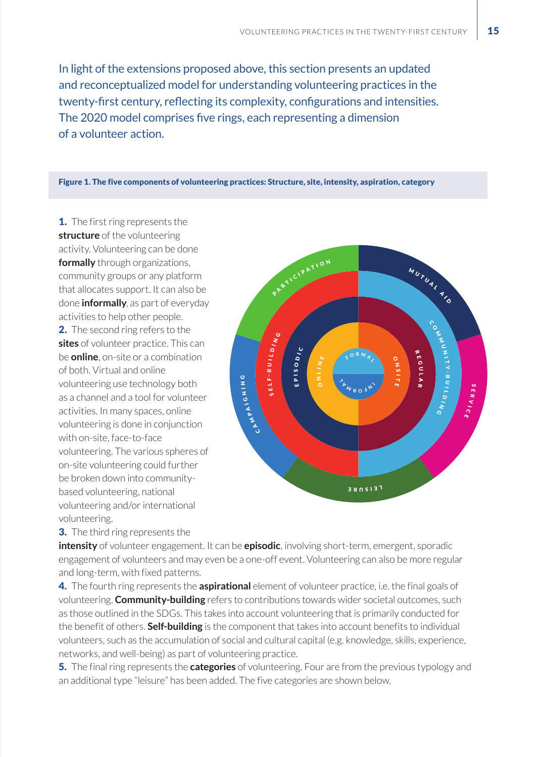In light of the extensions proposed above, this section presents an updated and reconceptualized model for understanding volunteering practices in the twenty-first century, reflecting its complexity, configurations and intensities. The 2020 model comprises five rings, each representing a dimension of a volunteer action.

**Figure 1. The five components of volunteering practices: Structure, site, intensity, aspiration, category**

**1.** The first ring represents the **structure** of the volunteering activity. Volunteering can be done **formally** through organizations, community groups or any platform that allocates support. It can also be done **informally**, as part of everyday activities to help other people.

**2.** The second ring refers to the **sites** of volunteer practice. This can be **online**, on-site or a combination of both. Virtual and online volunteering use technology both as a channel and a tool for volunteer activities. In many spaces, online volunteering is done in conjunction with on-site, face-to-face volunteering. The various spheres of on-site volunteering could further be broken down into community-based volunteering, national volunteering and/or international volunteering.

**3.** The third ring represents the **intensity** of volunteer engagement. It can be **episodic**, involving short-term, emergent, sporadic engagement of volunteers and may even be a one-off event. Volunteering can also be more regular and long-term, with fixed patterns.

**4.** The fourth ring represents the **aspirational** element of volunteer practice, i.e. the final goals of volunteering. **Community-building** refers to contributions towards wider societal outcomes, such as those outlined in the SDGs. This takes into account volunteering that is primarily conducted for the benefit of others. **Self-building** is the component that takes into account benefits to individual volunteers, such as the accumulation of social and cultural capital (e.g. knowledge, skills, experience, networks, and well-being) as part of volunteering practice.

**5.** The final ring represents the **categories** of volunteering. Four are from the previous typology and an additional type "leisure" has been added. The five categories are shown below.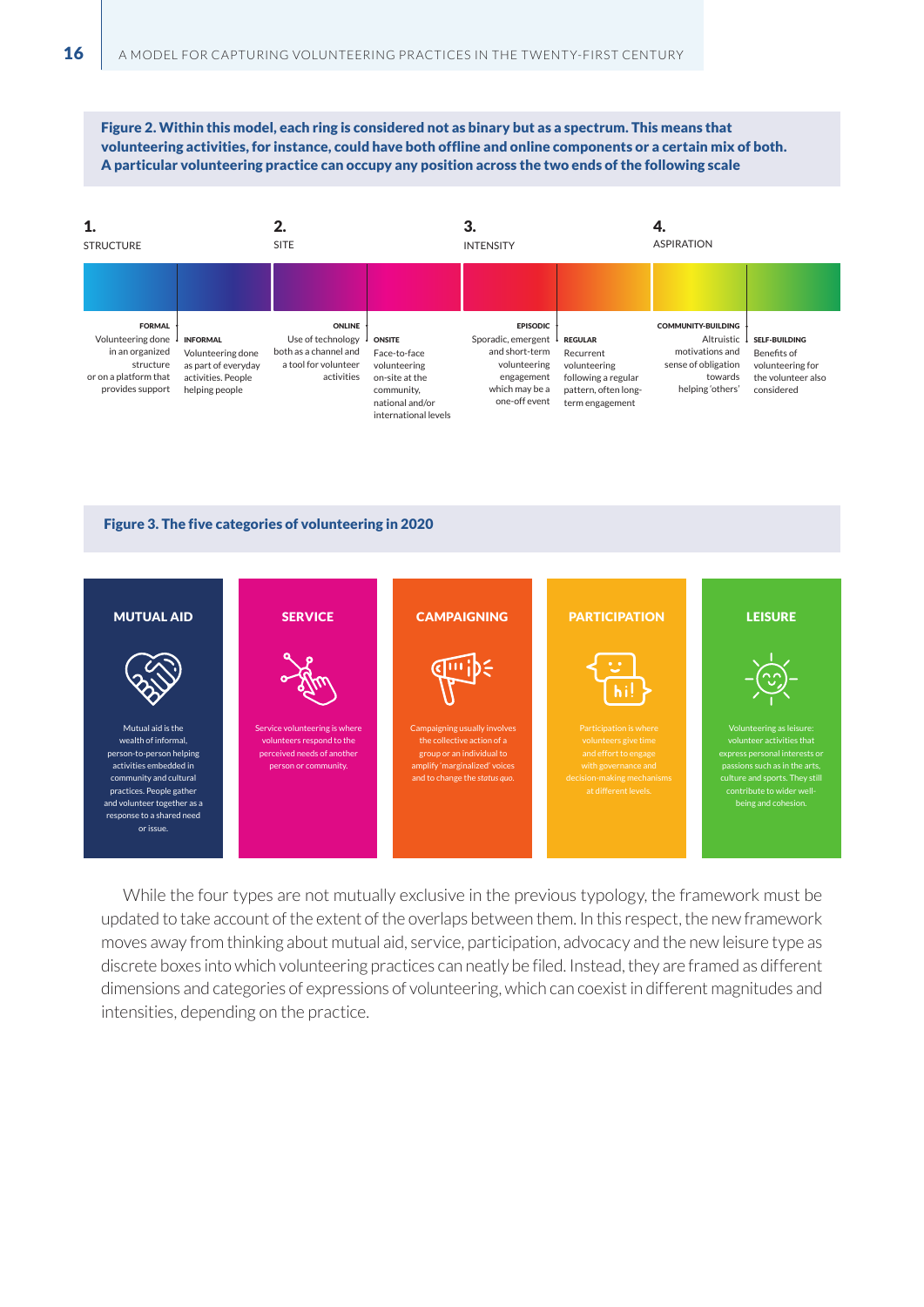**Figure 2. Within this model, each ring is considered not as binary but as a spectrum. This means that volunteering activities, for instance, could have both offline and online components or a certain mix of both. A particular volunteering practice can occupy any position across the two ends of the following scale**

**1.** STRUCTURE

**FORMAL** Volunteering done in an organized structure or on a platform that provides support

**INFORMAL** Volunteering done as part of everyday activities. People helping people

**2.** SITE

**ONLINE** Use of technology both as a channel and a tool for volunteer activities

**ONSITE** Face-to-face volunteering on-site at the community, national and/or international levels

**3.** INTENSITY

**EPISODIC** Sporadic, emergent and short-term volunteering engagement which may be a one-off event

**REGULAR** Recurrent volunteering following a regular pattern, often long-term engagement

**4.** ASPIRATION

**COMMUNITY-BUILDING** Altruistic motivations and sense of obligation towards helping 'others'

**SELF-BUILDING** Benefits of volunteering for the volunteer also considered

**Figure 3. The five categories of volunteering in 2020**

**MUTUAL AID**

Mutual aid is the wealth of informal, person-to-person helping activities embedded in community and cultural practices. People gather and volunteer together as a response to a shared need or issue.

**SERVICE**

Service volunteering is where volunteers respond to the perceived needs of another person or community.

**CAMPAIGNING**

Campaigning usually involves the collective action of a group or an individual to amplify 'marginalized' voices and to change the *status quo*.

**PARTICIPATION**

Participation is where volunteers give time and effort to engage with governance and decision-making mechanisms at different levels.

**LEISURE**

Volunteering as leisure: volunteer activities that express personal interests or passions such as in the arts, culture and sports. They still contribute to wider well-being and cohesion.

While the four types are not mutually exclusive in the previous typology, the framework must be updated to take account of the extent of the overlaps between them. In this respect, the new framework moves away from thinking about mutual aid, service, participation, advocacy and the new leisure type as discrete boxes into which volunteering practices can neatly be filed. Instead, they are framed as different dimensions and categories of expressions of volunteering, which can coexist in different magnitudes and intensities, depending on the practice.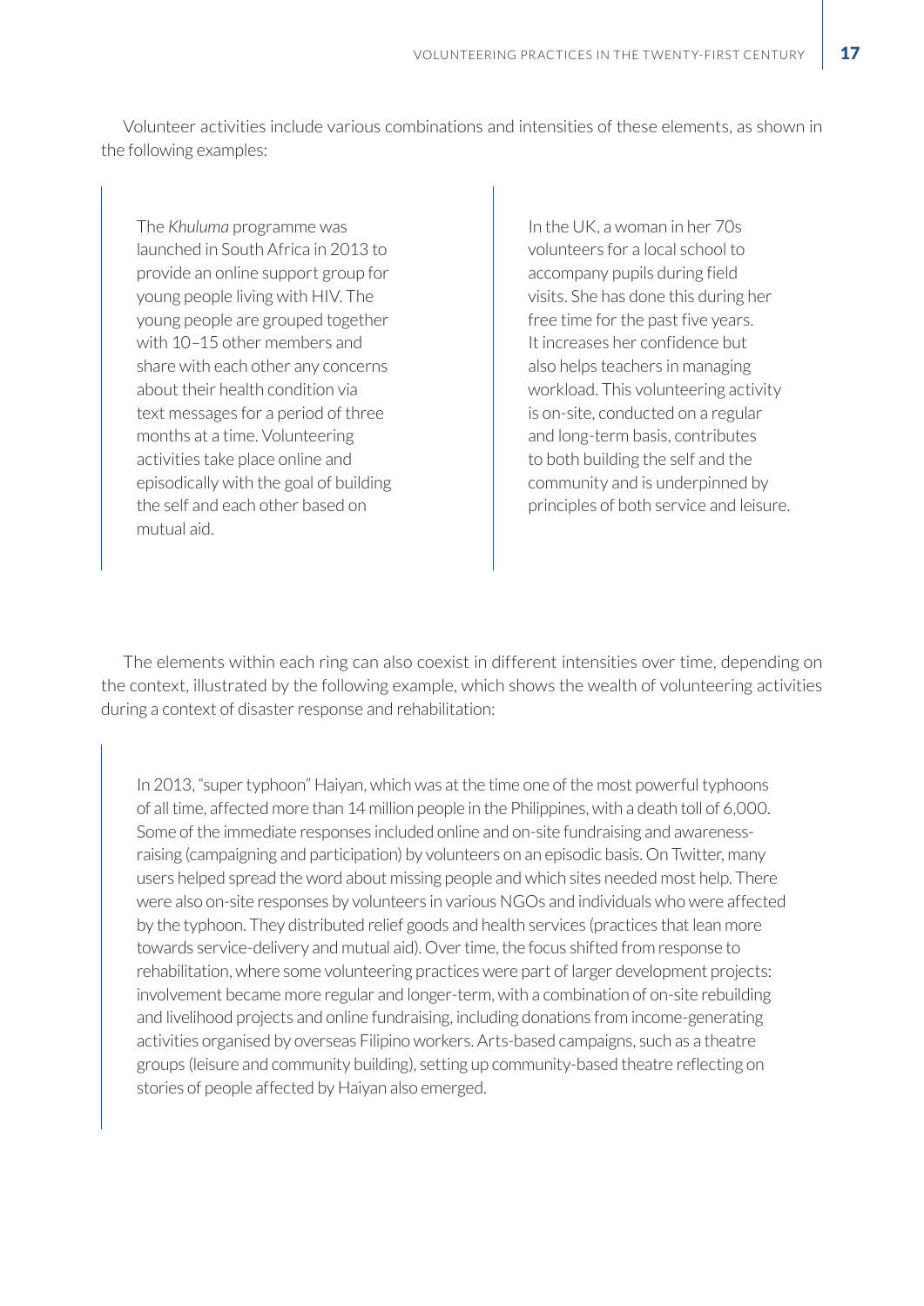Volunteer activities include various combinations and intensities of these elements, as shown in the following examples:

> The *Khuluma* programme was launched in South Africa in 2013 to provide an online support group for young people living with HIV. The young people are grouped together with 10–15 other members and share with each other any concerns about their health condition via text messages for a period of three months at a time. Volunteering activities take place online and episodically with the goal of building the self and each other based on mutual aid.

> In the UK, a woman in her 70s volunteers for a local school to accompany pupils during field visits. She has done this during her free time for the past five years. It increases her confidence but also helps teachers in managing workload. This volunteering activity is on-site, conducted on a regular and long-term basis, contributes to both building the self and the community and is underpinned by principles of both service and leisure.

The elements within each ring can also coexist in different intensities over time, depending on the context, illustrated by the following example, which shows the wealth of volunteering activities during a context of disaster response and rehabilitation:

> In 2013, "super typhoon" Haiyan, which was at the time one of the most powerful typhoons of all time, affected more than 14 million people in the Philippines, with a death toll of 6,000. Some of the immediate responses included online and on-site fundraising and awareness-raising (campaigning and participation) by volunteers on an episodic basis. On Twitter, many users helped spread the word about missing people and which sites needed most help. There were also on-site responses by volunteers in various NGOs and individuals who were affected by the typhoon. They distributed relief goods and health services (practices that lean more towards service-delivery and mutual aid). Over time, the focus shifted from response to rehabilitation, where some volunteering practices were part of larger development projects: involvement became more regular and longer-term, with a combination of on-site rebuilding and livelihood projects and online fundraising, including donations from income-generating activities organised by overseas Filipino workers. Arts-based campaigns, such as a theatre groups (leisure and community building), setting up community-based theatre reflecting on stories of people affected by Haiyan also emerged.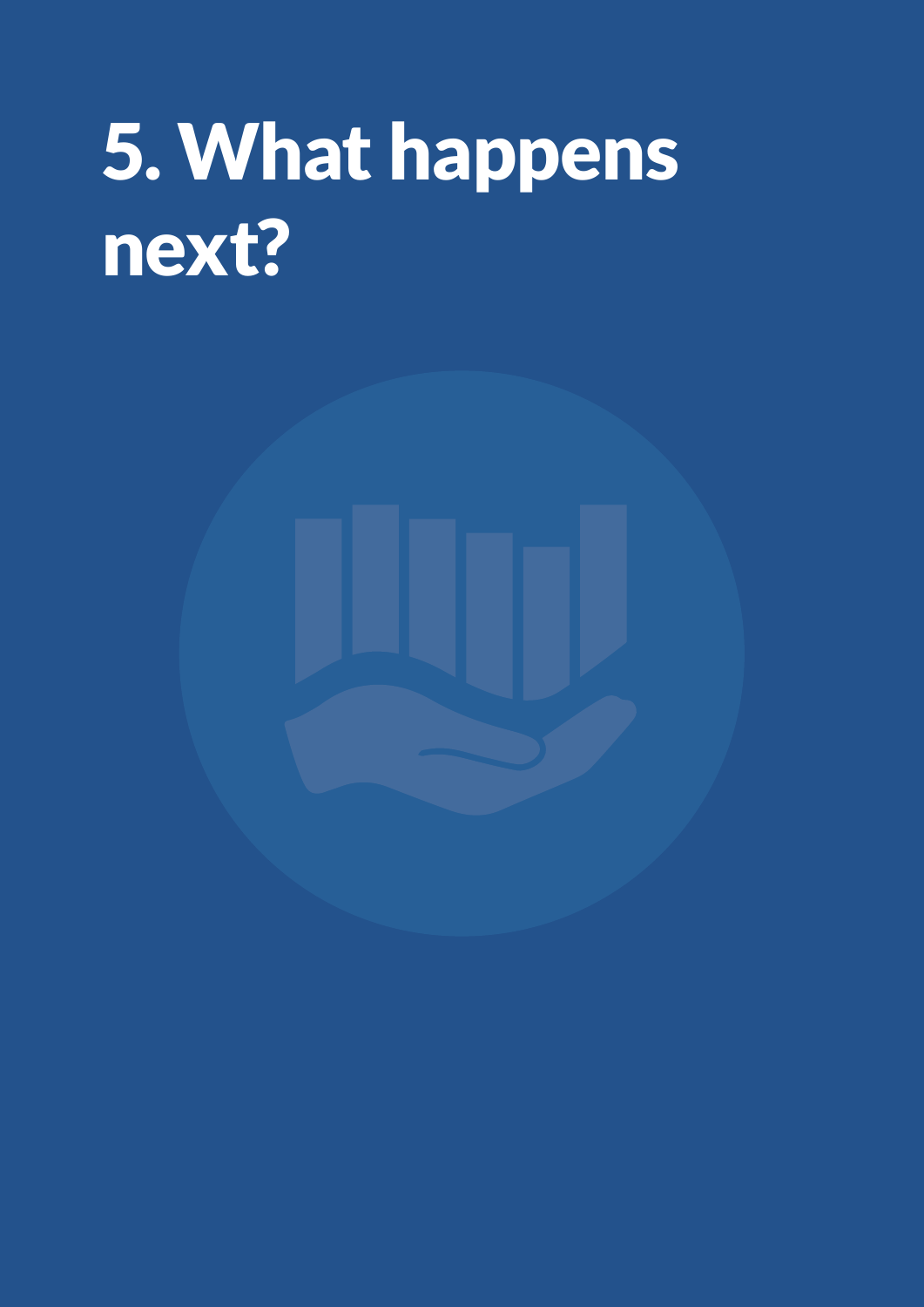# 5. What happens next?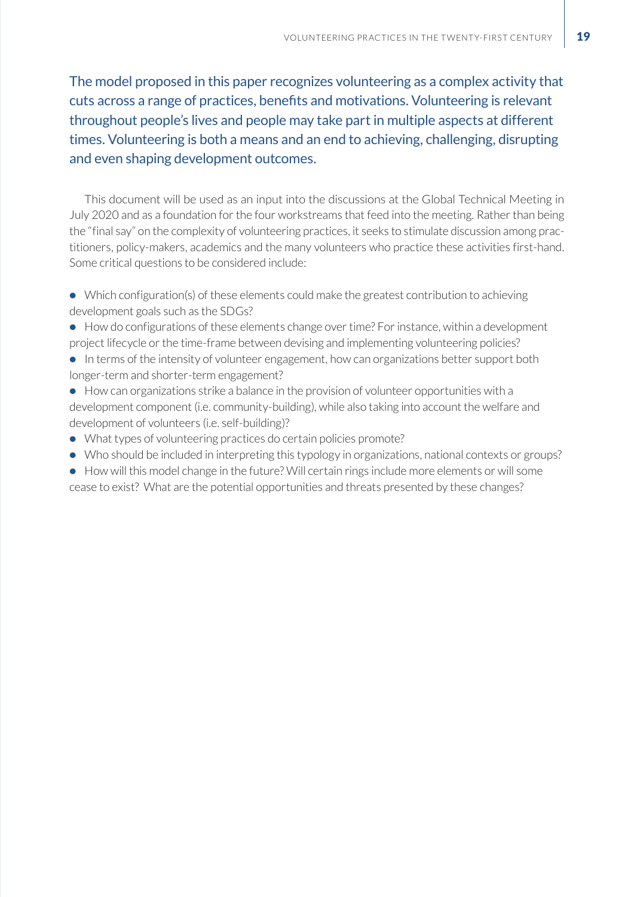**The model proposed in this paper recognizes volunteering as a complex activity that cuts across a range of practices, benefits and motivations. Volunteering is relevant throughout people's lives and people may take part in multiple aspects at different times. Volunteering is both a means and an end to achieving, challenging, disrupting and even shaping development outcomes.**

This document will be used as an input into the discussions at the Global Technical Meeting in July 2020 and as a foundation for the four workstreams that feed into the meeting. Rather than being the "final say" on the complexity of volunteering practices, it seeks to stimulate discussion among practitioners, policy-makers, academics and the many volunteers who practice these activities first-hand. Some critical questions to be considered include:

- Which configuration(s) of these elements could make the greatest contribution to achieving development goals such as the SDGs?
- How do configurations of these elements change over time? For instance, within a development project lifecycle or the time-frame between devising and implementing volunteering policies?
- In terms of the intensity of volunteer engagement, how can organizations better support both longer-term and shorter-term engagement?
- How can organizations strike a balance in the provision of volunteer opportunities with a development component (i.e. community-building), while also taking into account the welfare and development of volunteers (i.e. self-building)?
- What types of volunteering practices do certain policies promote?
- Who should be included in interpreting this typology in organizations, national contexts or groups?
- How will this model change in the future? Will certain rings include more elements or will some cease to exist? What are the potential opportunities and threats presented by these changes?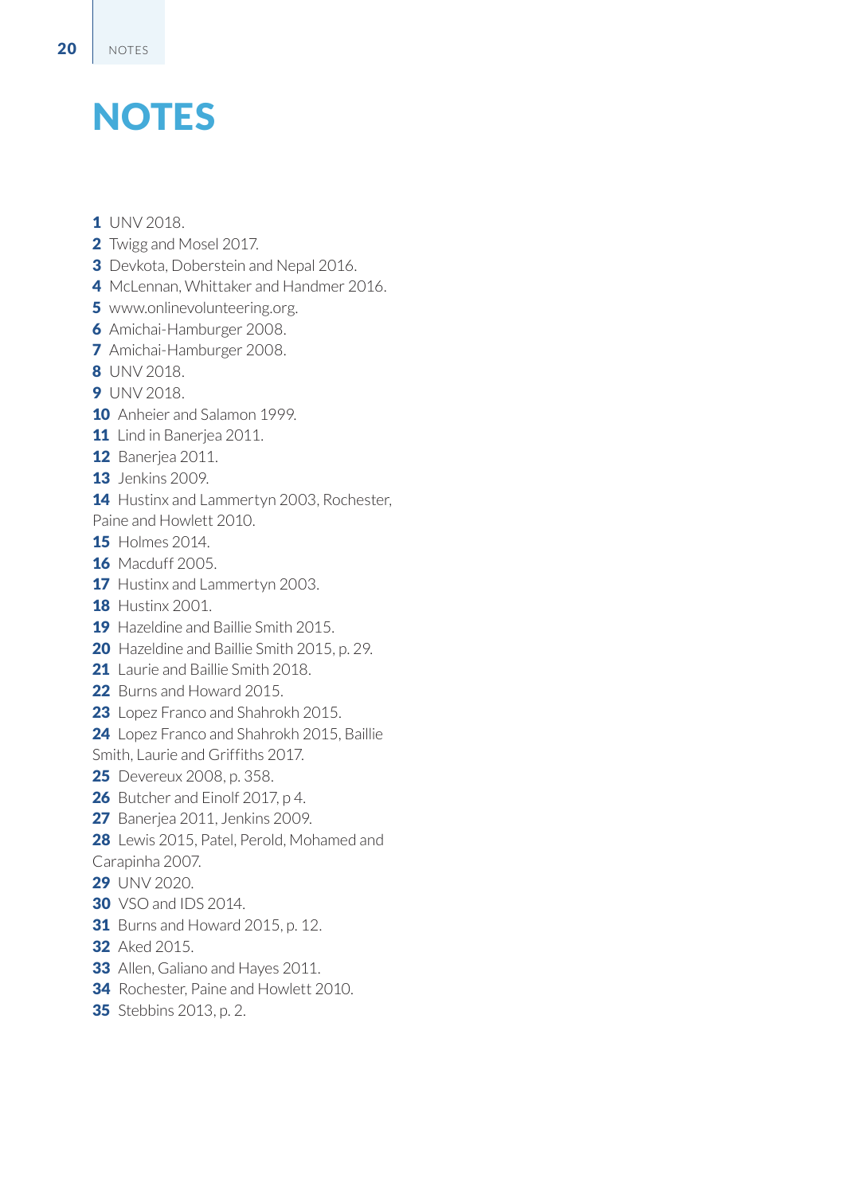# NOTES

**1** UNV 2018.
**2** Twigg and Mosel 2017.
**3** Devkota, Doberstein and Nepal 2016.
**4** McLennan, Whittaker and Handmer 2016.
**5** www.onlinevolunteering.org.
**6** Amichai-Hamburger 2008.
**7** Amichai-Hamburger 2008.
**8** UNV 2018.
**9** UNV 2018.
**10** Anheier and Salamon 1999.
**11** Lind in Banerjea 2011.
**12** Banerjea 2011.
**13** Jenkins 2009.
**14** Hustinx and Lammertyn 2003, Rochester, Paine and Howlett 2010.
**15** Holmes 2014.
**16** Macduff 2005.
**17** Hustinx and Lammertyn 2003.
**18** Hustinx 2001.
**19** Hazeldine and Baillie Smith 2015.
**20** Hazeldine and Baillie Smith 2015, p. 29.
**21** Laurie and Baillie Smith 2018.
**22** Burns and Howard 2015.
**23** Lopez Franco and Shahrokh 2015.
**24** Lopez Franco and Shahrokh 2015, Baillie Smith, Laurie and Griffiths 2017.
**25** Devereux 2008, p. 358.
**26** Butcher and Einolf 2017, p 4.
**27** Banerjea 2011, Jenkins 2009.
**28** Lewis 2015, Patel, Perold, Mohamed and Carapinha 2007.
**29** UNV 2020.
**30** VSO and IDS 2014.
**31** Burns and Howard 2015, p. 12.
**32** Aked 2015.
**33** Allen, Galiano and Hayes 2011.
**34** Rochester, Paine and Howlett 2010.
**35** Stebbins 2013, p. 2.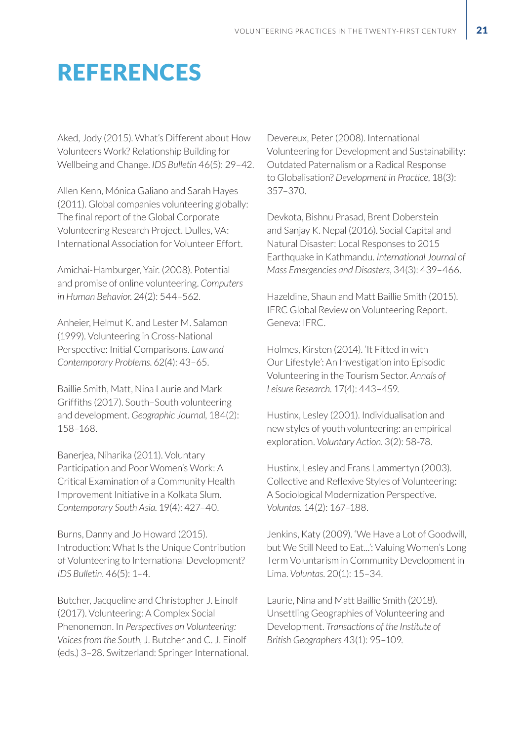# REFERENCES

Aked, Jody (2015). What's Different about How Volunteers Work? Relationship Building for Wellbeing and Change. *IDS Bulletin* 46(5): 29–42.

Allen Kenn, Mónica Galiano and Sarah Hayes (2011). Global companies volunteering globally: The final report of the Global Corporate Volunteering Research Project. Dulles, VA: International Association for Volunteer Effort.

Amichai-Hamburger, Yair. (2008). Potential and promise of online volunteering. *Computers in Human Behavior.* 24(2): 544–562.

Anheier, Helmut K. and Lester M. Salamon (1999). Volunteering in Cross-National Perspective: Initial Comparisons. *Law and Contemporary Problems.* 62(4): 43–65.

Baillie Smith, Matt, Nina Laurie and Mark Griffiths (2017). South–South volunteering and development. *Geographic Journal,* 184(2): 158–168.

Banerjea, Niharika (2011). Voluntary Participation and Poor Women's Work: A Critical Examination of a Community Health Improvement Initiative in a Kolkata Slum. *Contemporary South Asia.* 19(4): 427–40.

Burns, Danny and Jo Howard (2015). Introduction: What Is the Unique Contribution of Volunteering to International Development? *IDS Bulletin.* 46(5): 1–4.

Butcher, Jacqueline and Christopher J. Einolf (2017). Volunteering: A Complex Social Phenonemon. In *Perspectives on Volunteering: Voices from the South,* J. Butcher and C. J. Einolf (eds.) 3–28. Switzerland: Springer International.

Devereux, Peter (2008). International Volunteering for Development and Sustainability: Outdated Paternalism or a Radical Response to Globalisation? *Development in Practice*, 18(3): 357–370.

Devkota, Bishnu Prasad, Brent Doberstein and Sanjay K. Nepal (2016). Social Capital and Natural Disaster: Local Responses to 2015 Earthquake in Kathmandu. *International Journal of Mass Emergencies and Disasters*, 34(3): 439–466.

Hazeldine, Shaun and Matt Baillie Smith (2015). IFRC Global Review on Volunteering Report. Geneva: IFRC.

Holmes, Kirsten (2014). 'It Fitted in with Our Lifestyle': An Investigation into Episodic Volunteering in the Tourism Sector. *Annals of Leisure Research.* 17(4): 443–459.

Hustinx, Lesley (2001). Individualisation and new styles of youth volunteering: an empirical exploration. *Voluntary Action.* 3(2): 58-78.

Hustinx, Lesley and Frans Lammertyn (2003). Collective and Reflexive Styles of Volunteering: A Sociological Modernization Perspective. *Voluntas.* 14(2): 167–188.

Jenkins, Katy (2009). 'We Have a Lot of Goodwill, but We Still Need to Eat...': Valuing Women's Long Term Voluntarism in Community Development in Lima. *Voluntas.* 20(1): 15–34.

Laurie, Nina and Matt Baillie Smith (2018). Unsettling Geographies of Volunteering and Development. *Transactions of the Institute of British Geographers* 43(1): 95–109.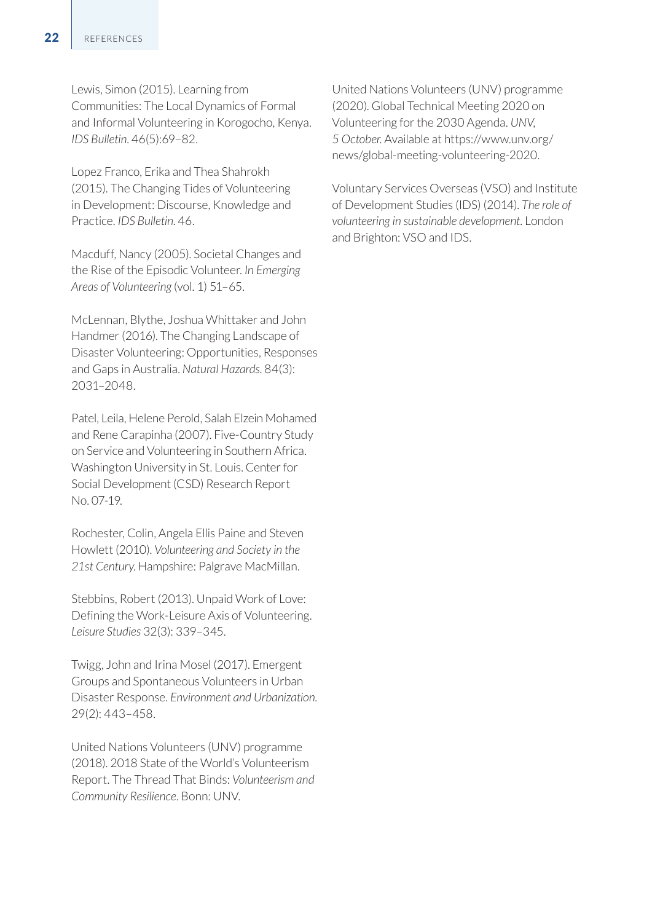Lewis, Simon (2015). Learning from Communities: The Local Dynamics of Formal and Informal Volunteering in Korogocho, Kenya. *IDS Bulletin*. 46(5):69–82.

Lopez Franco, Erika and Thea Shahrokh (2015). The Changing Tides of Volunteering in Development: Discourse, Knowledge and Practice. *IDS Bulletin*. 46.

Macduff, Nancy (2005). Societal Changes and the Rise of the Episodic Volunteer. *In Emerging Areas of Volunteering* (vol. 1) 51–65.

McLennan, Blythe, Joshua Whittaker and John Handmer (2016). The Changing Landscape of Disaster Volunteering: Opportunities, Responses and Gaps in Australia. *Natural Hazards*. 84(3): 2031–2048.

Patel, Leila, Helene Perold, Salah Elzein Mohamed and Rene Carapinha (2007). Five-Country Study on Service and Volunteering in Southern Africa. Washington University in St. Louis. Center for Social Development (CSD) Research Report No. 07-19.

Rochester, Colin, Angela Ellis Paine and Steven Howlett (2010). *Volunteering and Society in the 21st Century*. Hampshire: Palgrave MacMillan.

Stebbins, Robert (2013). Unpaid Work of Love: Defining the Work-Leisure Axis of Volunteering. *Leisure Studies* 32(3): 339–345.

Twigg, John and Irina Mosel (2017). Emergent Groups and Spontaneous Volunteers in Urban Disaster Response. *Environment and Urbanization*. 29(2): 443–458.

United Nations Volunteers (UNV) programme (2018). 2018 State of the World's Volunteerism Report. The Thread That Binds: *Volunteerism and Community Resilience*. Bonn: UNV.

United Nations Volunteers (UNV) programme (2020). Global Technical Meeting 2020 on Volunteering for the 2030 Agenda. *UNV, 5 October*. Available at https://www.unv.org/news/global-meeting-volunteering-2020.

Voluntary Services Overseas (VSO) and Institute of Development Studies (IDS) (2014). *The role of volunteering in sustainable development*. London and Brighton: VSO and IDS.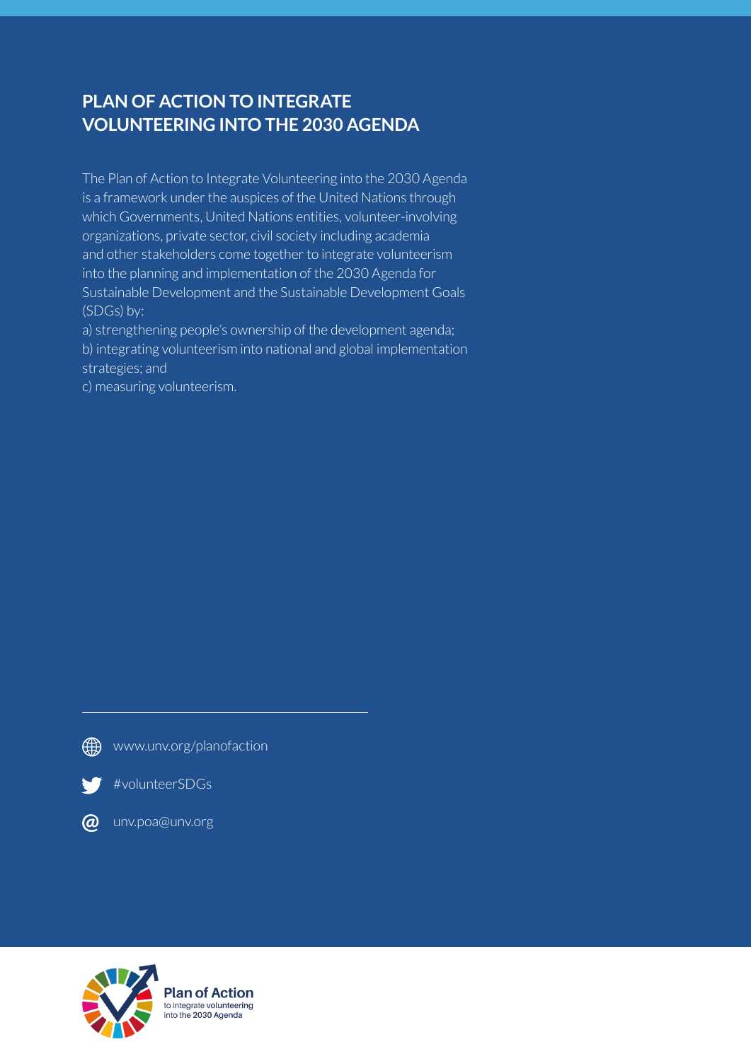## PLAN OF ACTION TO INTEGRATE VOLUNTEERING INTO THE 2030 AGENDA

The Plan of Action to Integrate Volunteering into the 2030 Agenda is a framework under the auspices of the United Nations through which Governments, United Nations entities, volunteer-involving organizations, private sector, civil society including academia and other stakeholders come together to integrate volunteerism into the planning and implementation of the 2030 Agenda for Sustainable Development and the Sustainable Development Goals (SDGs) by:

a) strengthening people's ownership of the development agenda;
b) integrating volunteerism into national and global implementation strategies; and
c) measuring volunteerism.

www.unv.org/planofaction

#volunteerSDGs

unv.poa@unv.org

**Plan of Action** to integrate **volunteering** into the **2030 Agenda**